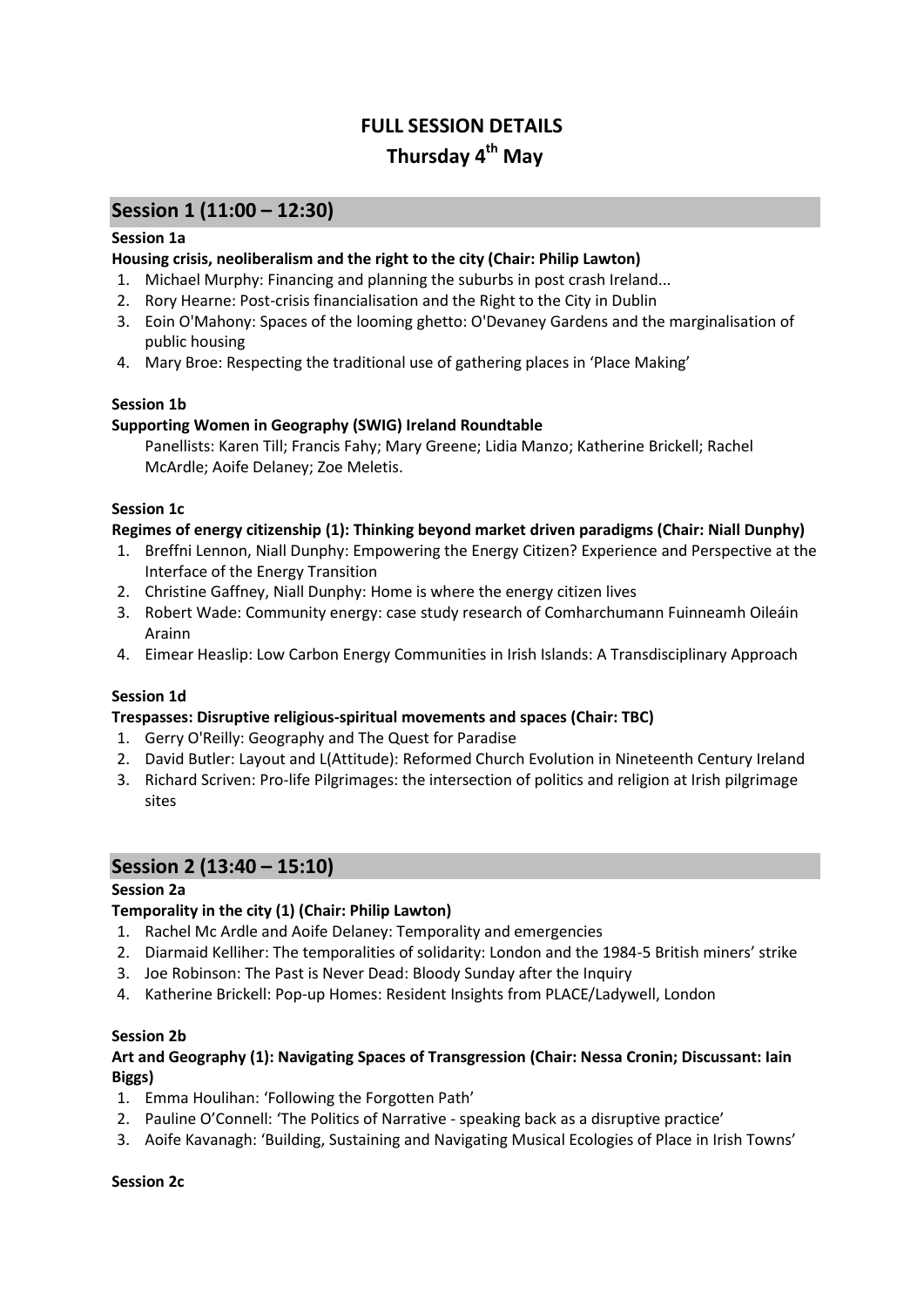# FULL SESSION DETAILS

# Thursday 4th May

## Session 1 (11:00 – 12:30)

**Session 1a**

**Housing crisis, neoliberalism and the right to the city (Chair: Philip Lawton)**

1. Michael Murphy: Financing and planning the suburbs in post crash Ireland...
2. Rory Hearne: Post-crisis financialisation and the Right to the City in Dublin
3. Eoin O'Mahony: Spaces of the looming ghetto: O'Devaney Gardens and the marginalisation of public housing
4. Mary Broe: Respecting the traditional use of gathering places in 'Place Making'

**Session 1b**

**Supporting Women in Geography (SWIG) Ireland Roundtable**

Panellists: Karen Till; Francis Fahy; Mary Greene; Lidia Manzo; Katherine Brickell; Rachel McArdle; Aoife Delaney; Zoe Meletis.

**Session 1c**

**Regimes of energy citizenship (1): Thinking beyond market driven paradigms (Chair: Niall Dunphy)**

1. Breffni Lennon, Niall Dunphy: Empowering the Energy Citizen? Experience and Perspective at the Interface of the Energy Transition
2. Christine Gaffney, Niall Dunphy: Home is where the energy citizen lives
3. Robert Wade: Community energy: case study research of Comharchumann Fuinneamh Oileáin Arainn
4. Eimear Heaslip: Low Carbon Energy Communities in Irish Islands: A Transdisciplinary Approach

**Session 1d**

**Trespasses: Disruptive religious-spiritual movements and spaces (Chair: TBC)**

1. Gerry O'Reilly: Geography and The Quest for Paradise
2. David Butler: Layout and L(Attitude): Reformed Church Evolution in Nineteenth Century Ireland
3. Richard Scriven: Pro-life Pilgrimages: the intersection of politics and religion at Irish pilgrimage sites

## Session 2 (13:40 – 15:10)

**Session 2a**

**Temporality in the city (1) (Chair: Philip Lawton)**

1. Rachel Mc Ardle and Aoife Delaney: Temporality and emergencies
2. Diarmaid Kelliher: The temporalities of solidarity: London and the 1984-5 British miners' strike
3. Joe Robinson: The Past is Never Dead: Bloody Sunday after the Inquiry
4. Katherine Brickell: Pop-up Homes: Resident Insights from PLACE/Ladywell, London

**Session 2b**

**Art and Geography (1): Navigating Spaces of Transgression (Chair: Nessa Cronin; Discussant: Iain Biggs)**

1. Emma Houlihan: 'Following the Forgotten Path'
2. Pauline O'Connell: 'The Politics of Narrative - speaking back as a disruptive practice'
3. Aoife Kavanagh: 'Building, Sustaining and Navigating Musical Ecologies of Place in Irish Towns'

**Session 2c**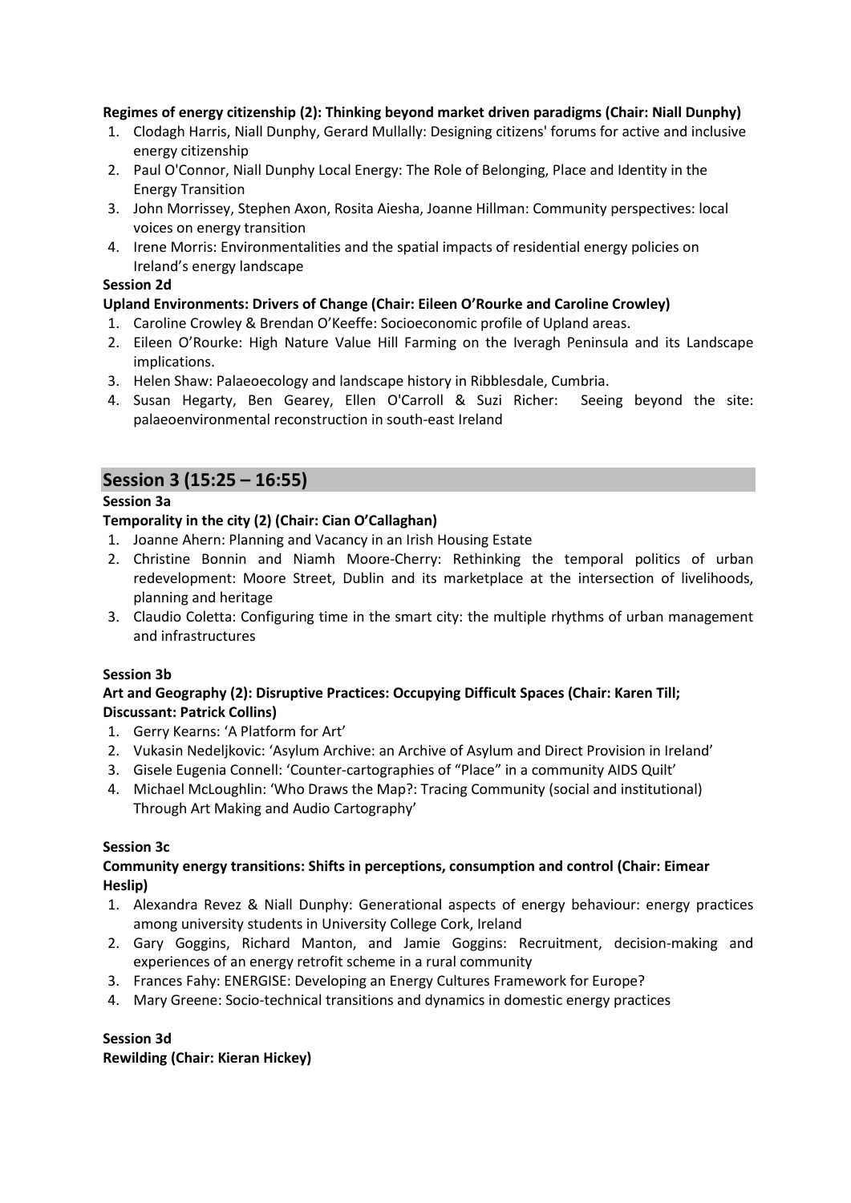**Regimes of energy citizenship (2): Thinking beyond market driven paradigms (Chair: Niall Dunphy)**

1. Clodagh Harris, Niall Dunphy, Gerard Mullally: Designing citizens' forums for active and inclusive energy citizenship
2. Paul O'Connor, Niall Dunphy Local Energy: The Role of Belonging, Place and Identity in the Energy Transition
3. John Morrissey, Stephen Axon, Rosita Aiesha, Joanne Hillman: Community perspectives: local voices on energy transition
4. Irene Morris: Environmentalities and the spatial impacts of residential energy policies on Ireland's energy landscape

**Session 2d**

**Upland Environments: Drivers of Change (Chair: Eileen O'Rourke and Caroline Crowley)**

1. Caroline Crowley & Brendan O'Keeffe: Socioeconomic profile of Upland areas.
2. Eileen O'Rourke: High Nature Value Hill Farming on the Iveragh Peninsula and its Landscape implications.
3. Helen Shaw: Palaeoecology and landscape history in Ribblesdale, Cumbria.
4. Susan Hegarty, Ben Gearey, Ellen O'Carroll & Suzi Richer: Seeing beyond the site: palaeoenvironmental reconstruction in south-east Ireland

## Session 3 (15:25 – 16:55)

**Session 3a**

**Temporality in the city (2) (Chair: Cian O'Callaghan)**

1. Joanne Ahern: Planning and Vacancy in an Irish Housing Estate
2. Christine Bonnin and Niamh Moore-Cherry: Rethinking the temporal politics of urban redevelopment: Moore Street, Dublin and its marketplace at the intersection of livelihoods, planning and heritage
3. Claudio Coletta: Configuring time in the smart city: the multiple rhythms of urban management and infrastructures

**Session 3b**

**Art and Geography (2): Disruptive Practices: Occupying Difficult Spaces (Chair: Karen Till; Discussant: Patrick Collins)**

1. Gerry Kearns: 'A Platform for Art'
2. Vukasin Nedeljkovic: 'Asylum Archive: an Archive of Asylum and Direct Provision in Ireland'
3. Gisele Eugenia Connell: 'Counter-cartographies of "Place" in a community AIDS Quilt'
4. Michael McLoughlin: 'Who Draws the Map?: Tracing Community (social and institutional) Through Art Making and Audio Cartography'

**Session 3c**

**Community energy transitions: Shifts in perceptions, consumption and control (Chair: Eimear Heslip)**

1. Alexandra Revez & Niall Dunphy: Generational aspects of energy behaviour: energy practices among university students in University College Cork, Ireland
2. Gary Goggins, Richard Manton, and Jamie Goggins: Recruitment, decision-making and experiences of an energy retrofit scheme in a rural community
3. Frances Fahy: ENERGISE: Developing an Energy Cultures Framework for Europe?
4. Mary Greene: Socio-technical transitions and dynamics in domestic energy practices

**Session 3d**

**Rewilding (Chair: Kieran Hickey)**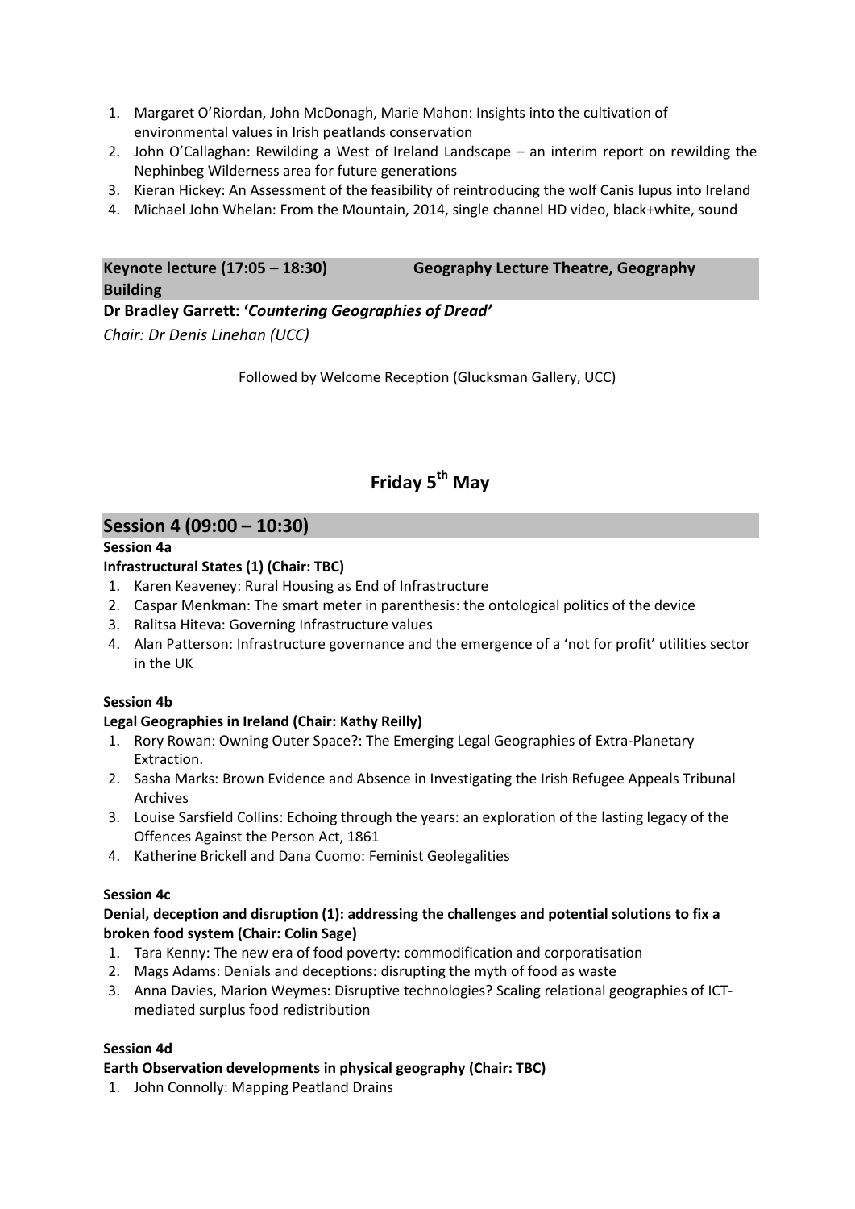1. Margaret O'Riordan, John McDonagh, Marie Mahon: Insights into the cultivation of environmental values in Irish peatlands conservation
2. John O'Callaghan: Rewilding a West of Ireland Landscape – an interim report on rewilding the Nephinbeg Wilderness area for future generations
3. Kieran Hickey: An Assessment of the feasibility of reintroducing the wolf Canis lupus into Ireland
4. Michael John Whelan: From the Mountain, 2014, single channel HD video, black+white, sound

**Keynote lecture (17:05 – 18:30) Geography Lecture Theatre, Geography Building**

**Dr Bradley Garrett: '*Countering Geographies of Dread'***

*Chair: Dr Denis Linehan (UCC)*

Followed by Welcome Reception (Glucksman Gallery, UCC)

# Friday 5th May

## Session 4 (09:00 – 10:30)

**Session 4a**

**Infrastructural States (1) (Chair: TBC)**

1. Karen Keaveney: Rural Housing as End of Infrastructure
2. Caspar Menkman: The smart meter in parenthesis: the ontological politics of the device
3. Ralitsa Hiteva: Governing Infrastructure values
4. Alan Patterson: Infrastructure governance and the emergence of a 'not for profit' utilities sector in the UK

**Session 4b**

**Legal Geographies in Ireland (Chair: Kathy Reilly)**

1. Rory Rowan: Owning Outer Space?: The Emerging Legal Geographies of Extra-Planetary Extraction.
2. Sasha Marks: Brown Evidence and Absence in Investigating the Irish Refugee Appeals Tribunal Archives
3. Louise Sarsfield Collins: Echoing through the years: an exploration of the lasting legacy of the Offences Against the Person Act, 1861
4. Katherine Brickell and Dana Cuomo: Feminist Geolegalities

**Session 4c**

**Denial, deception and disruption (1): addressing the challenges and potential solutions to fix a broken food system (Chair: Colin Sage)**

1. Tara Kenny: The new era of food poverty: commodification and corporatisation
2. Mags Adams: Denials and deceptions: disrupting the myth of food as waste
3. Anna Davies, Marion Weymes: Disruptive technologies? Scaling relational geographies of ICT-mediated surplus food redistribution

**Session 4d**

**Earth Observation developments in physical geography (Chair: TBC)**

1. John Connolly: Mapping Peatland Drains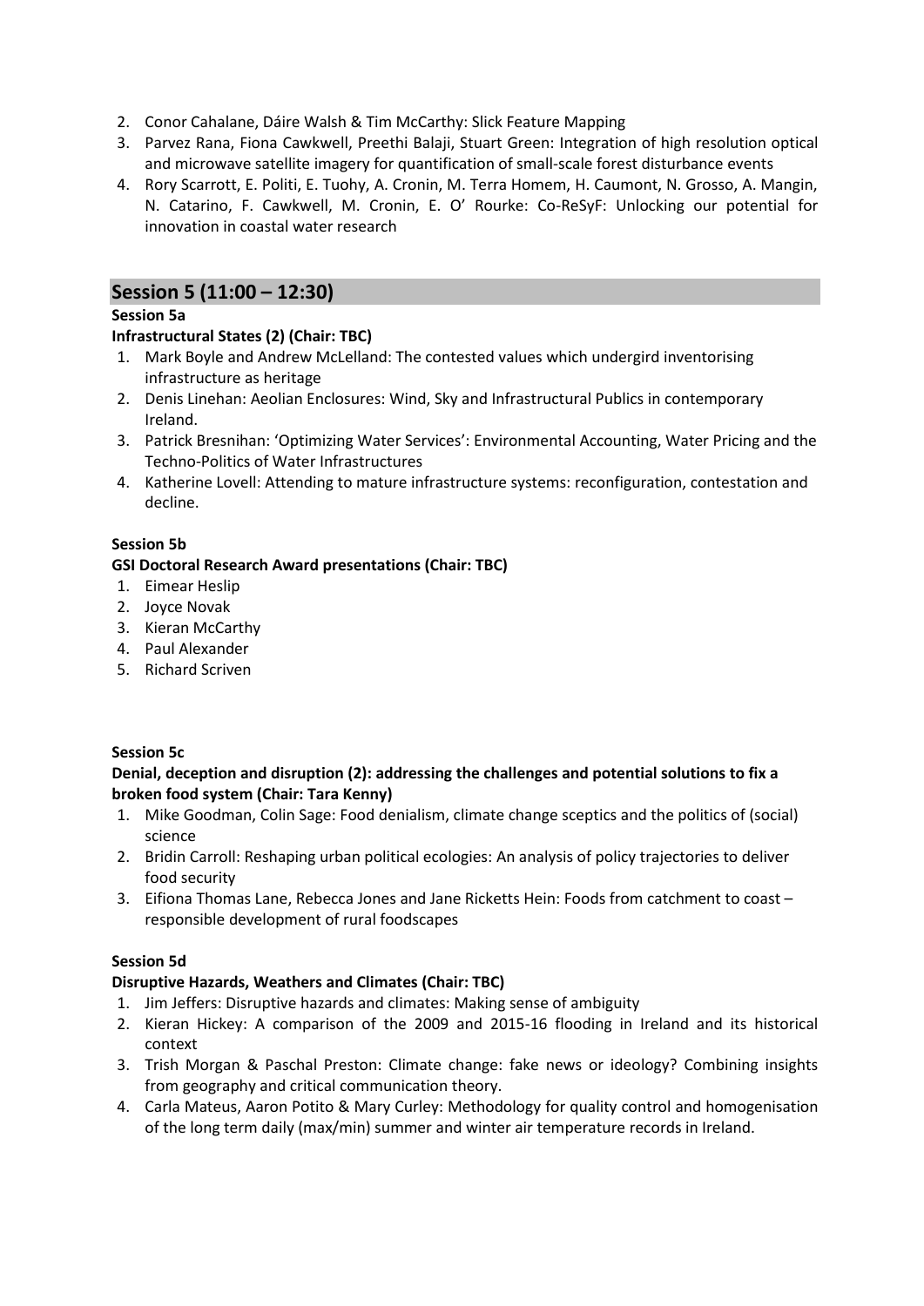2. Conor Cahalane, Dáire Walsh & Tim McCarthy: Slick Feature Mapping
3. Parvez Rana, Fiona Cawkwell, Preethi Balaji, Stuart Green: Integration of high resolution optical and microwave satellite imagery for quantification of small-scale forest disturbance events
4. Rory Scarrott, E. Politi, E. Tuohy, A. Cronin, M. Terra Homem, H. Caumont, N. Grosso, A. Mangin, N. Catarino, F. Cawkwell, M. Cronin, E. O' Rourke: Co-ReSyF: Unlocking our potential for innovation in coastal water research

## Session 5 (11:00 – 12:30)

**Session 5a**

**Infrastructural States (2) (Chair: TBC)**

1. Mark Boyle and Andrew McLelland: The contested values which undergird inventorising infrastructure as heritage
2. Denis Linehan: Aeolian Enclosures: Wind, Sky and Infrastructural Publics in contemporary Ireland.
3. Patrick Bresnihan: 'Optimizing Water Services': Environmental Accounting, Water Pricing and the Techno-Politics of Water Infrastructures
4. Katherine Lovell: Attending to mature infrastructure systems: reconfiguration, contestation and decline.

**Session 5b**

**GSI Doctoral Research Award presentations (Chair: TBC)**

1. Eimear Heslip
2. Joyce Novak
3. Kieran McCarthy
4. Paul Alexander
5. Richard Scriven

**Session 5c**

**Denial, deception and disruption (2): addressing the challenges and potential solutions to fix a broken food system (Chair: Tara Kenny)**

1. Mike Goodman, Colin Sage: Food denialism, climate change sceptics and the politics of (social) science
2. Bridin Carroll: Reshaping urban political ecologies: An analysis of policy trajectories to deliver food security
3. Eifiona Thomas Lane, Rebecca Jones and Jane Ricketts Hein: Foods from catchment to coast – responsible development of rural foodscapes

**Session 5d**

**Disruptive Hazards, Weathers and Climates (Chair: TBC)**

1. Jim Jeffers: Disruptive hazards and climates: Making sense of ambiguity
2. Kieran Hickey: A comparison of the 2009 and 2015-16 flooding in Ireland and its historical context
3. Trish Morgan & Paschal Preston: Climate change: fake news or ideology? Combining insights from geography and critical communication theory.
4. Carla Mateus, Aaron Potito & Mary Curley: Methodology for quality control and homogenisation of the long term daily (max/min) summer and winter air temperature records in Ireland.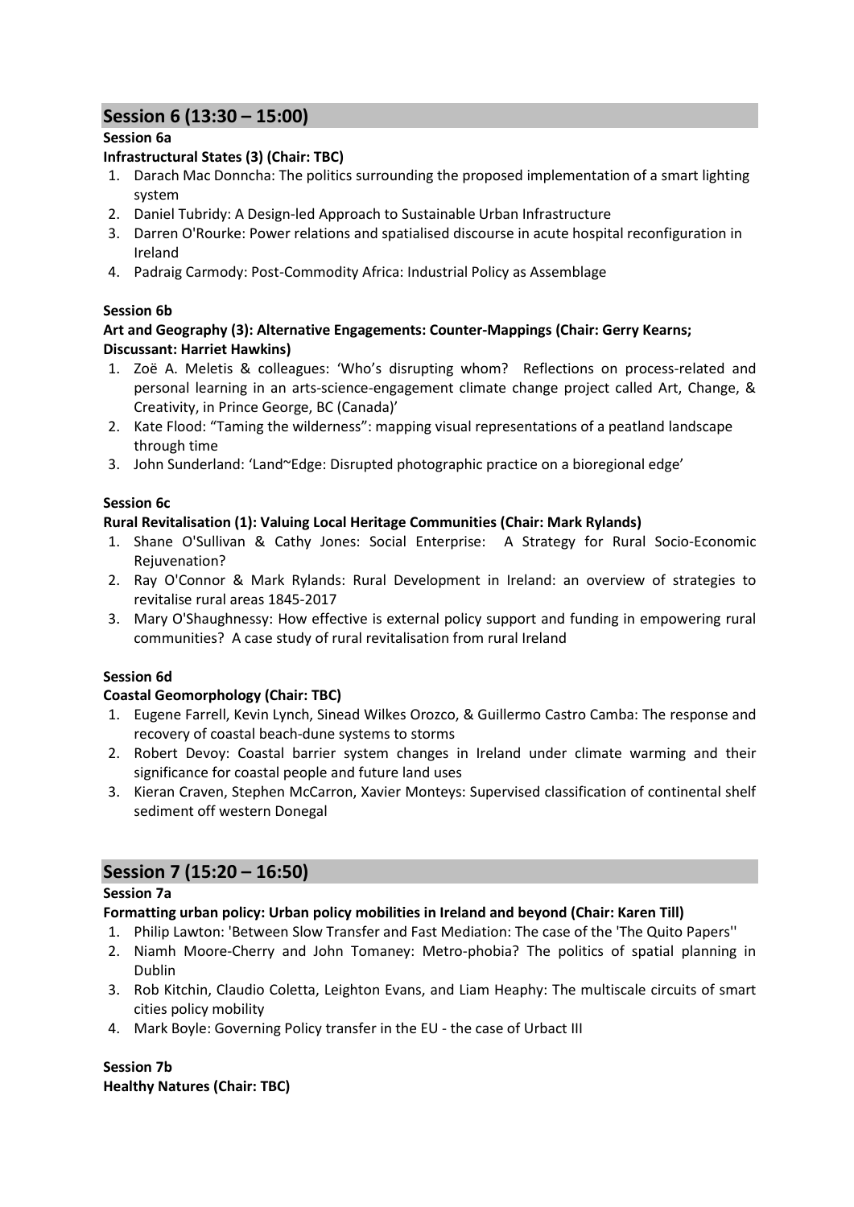## Session 6 (13:30 – 15:00)

**Session 6a**

**Infrastructural States (3) (Chair: TBC)**

1. Darach Mac Donncha: The politics surrounding the proposed implementation of a smart lighting system
2. Daniel Tubridy: A Design-led Approach to Sustainable Urban Infrastructure
3. Darren O'Rourke: Power relations and spatialised discourse in acute hospital reconfiguration in Ireland
4. Padraig Carmody: Post-Commodity Africa: Industrial Policy as Assemblage

**Session 6b**

**Art and Geography (3): Alternative Engagements: Counter-Mappings (Chair: Gerry Kearns; Discussant: Harriet Hawkins)**

1. Zoë A. Meletis & colleagues: 'Who's disrupting whom? Reflections on process-related and personal learning in an arts-science-engagement climate change project called Art, Change, & Creativity, in Prince George, BC (Canada)'
2. Kate Flood: "Taming the wilderness": mapping visual representations of a peatland landscape through time
3. John Sunderland: 'Land~Edge: Disrupted photographic practice on a bioregional edge'

**Session 6c**

**Rural Revitalisation (1): Valuing Local Heritage Communities (Chair: Mark Rylands)**

1. Shane O'Sullivan & Cathy Jones: Social Enterprise: A Strategy for Rural Socio-Economic Rejuvenation?
2. Ray O'Connor & Mark Rylands: Rural Development in Ireland: an overview of strategies to revitalise rural areas 1845-2017
3. Mary O'Shaughnessy: How effective is external policy support and funding in empowering rural communities? A case study of rural revitalisation from rural Ireland

**Session 6d**

**Coastal Geomorphology (Chair: TBC)**

1. Eugene Farrell, Kevin Lynch, Sinead Wilkes Orozco, & Guillermo Castro Camba: The response and recovery of coastal beach-dune systems to storms
2. Robert Devoy: Coastal barrier system changes in Ireland under climate warming and their significance for coastal people and future land uses
3. Kieran Craven, Stephen McCarron, Xavier Monteys: Supervised classification of continental shelf sediment off western Donegal

## Session 7 (15:20 – 16:50)

**Session 7a**

**Formatting urban policy: Urban policy mobilities in Ireland and beyond (Chair: Karen Till)**

1. Philip Lawton: 'Between Slow Transfer and Fast Mediation: The case of the 'The Quito Papers''
2. Niamh Moore-Cherry and John Tomaney: Metro-phobia? The politics of spatial planning in Dublin
3. Rob Kitchin, Claudio Coletta, Leighton Evans, and Liam Heaphy: The multiscale circuits of smart cities policy mobility
4. Mark Boyle: Governing Policy transfer in the EU - the case of Urbact III

**Session 7b**

**Healthy Natures (Chair: TBC)**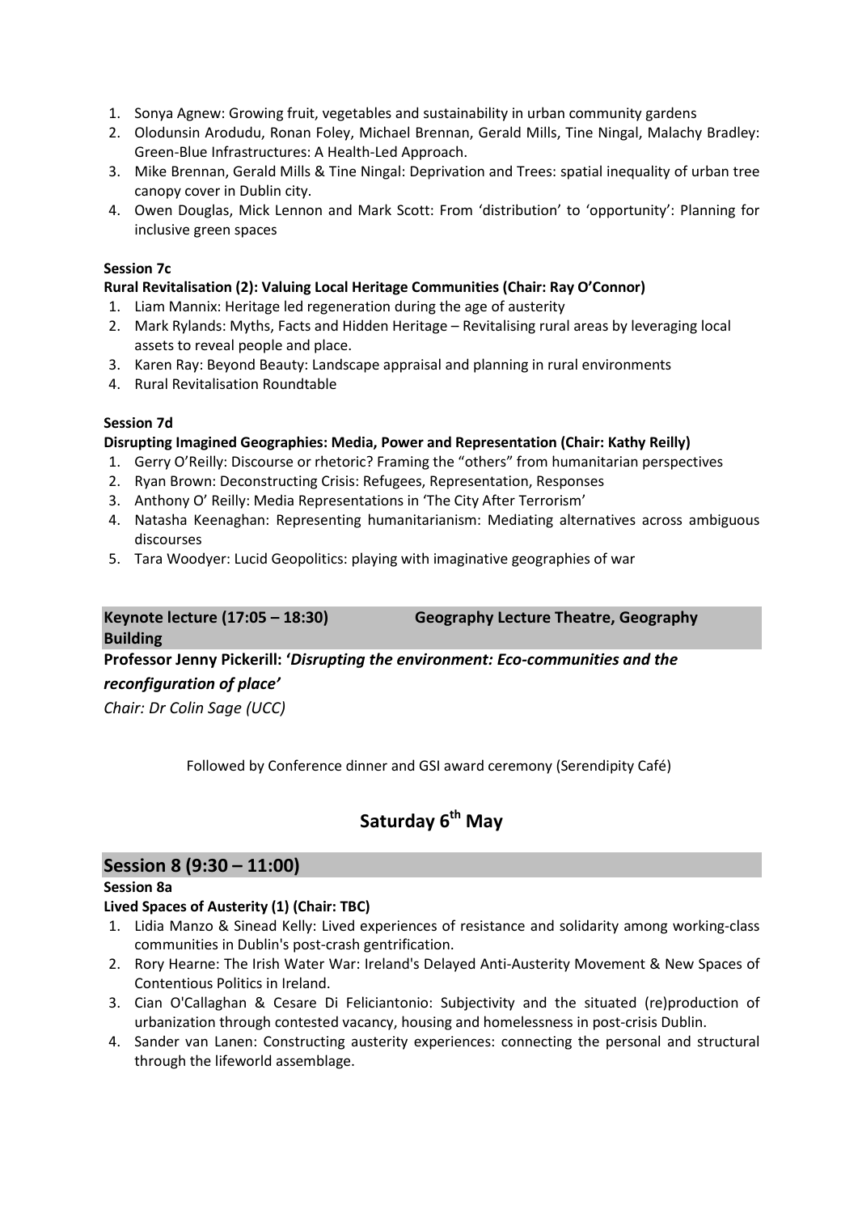1. Sonya Agnew: Growing fruit, vegetables and sustainability in urban community gardens
2. Olodunsin Arodudu, Ronan Foley, Michael Brennan, Gerald Mills, Tine Ningal, Malachy Bradley: Green-Blue Infrastructures: A Health-Led Approach.
3. Mike Brennan, Gerald Mills & Tine Ningal: Deprivation and Trees: spatial inequality of urban tree canopy cover in Dublin city.
4. Owen Douglas, Mick Lennon and Mark Scott: From 'distribution' to 'opportunity': Planning for inclusive green spaces

**Session 7c**

**Rural Revitalisation (2): Valuing Local Heritage Communities (Chair: Ray O'Connor)**

1. Liam Mannix: Heritage led regeneration during the age of austerity
2. Mark Rylands: Myths, Facts and Hidden Heritage – Revitalising rural areas by leveraging local assets to reveal people and place.
3. Karen Ray: Beyond Beauty: Landscape appraisal and planning in rural environments
4. Rural Revitalisation Roundtable

**Session 7d**

**Disrupting Imagined Geographies: Media, Power and Representation (Chair: Kathy Reilly)**

1. Gerry O'Reilly: Discourse or rhetoric? Framing the "others" from humanitarian perspectives
2. Ryan Brown: Deconstructing Crisis: Refugees, Representation, Responses
3. Anthony O' Reilly: Media Representations in 'The City After Terrorism'
4. Natasha Keenaghan: Representing humanitarianism: Mediating alternatives across ambiguous discourses
5. Tara Woodyer: Lucid Geopolitics: playing with imaginative geographies of war

**Keynote lecture (17:05 – 18:30) Geography Lecture Theatre, Geography Building**

**Professor Jenny Pickerill: '*Disrupting the environment: Eco-communities and the reconfiguration of place'***

*Chair: Dr Colin Sage (UCC)*

Followed by Conference dinner and GSI award ceremony (Serendipity Café)

# Saturday 6th May

## Session 8 (9:30 – 11:00)

**Session 8a**

**Lived Spaces of Austerity (1) (Chair: TBC)**

1. Lidia Manzo & Sinead Kelly: Lived experiences of resistance and solidarity among working-class communities in Dublin's post-crash gentrification.
2. Rory Hearne: The Irish Water War: Ireland's Delayed Anti-Austerity Movement & New Spaces of Contentious Politics in Ireland.
3. Cian O'Callaghan & Cesare Di Feliciantonio: Subjectivity and the situated (re)production of urbanization through contested vacancy, housing and homelessness in post-crisis Dublin.
4. Sander van Lanen: Constructing austerity experiences: connecting the personal and structural through the lifeworld assemblage.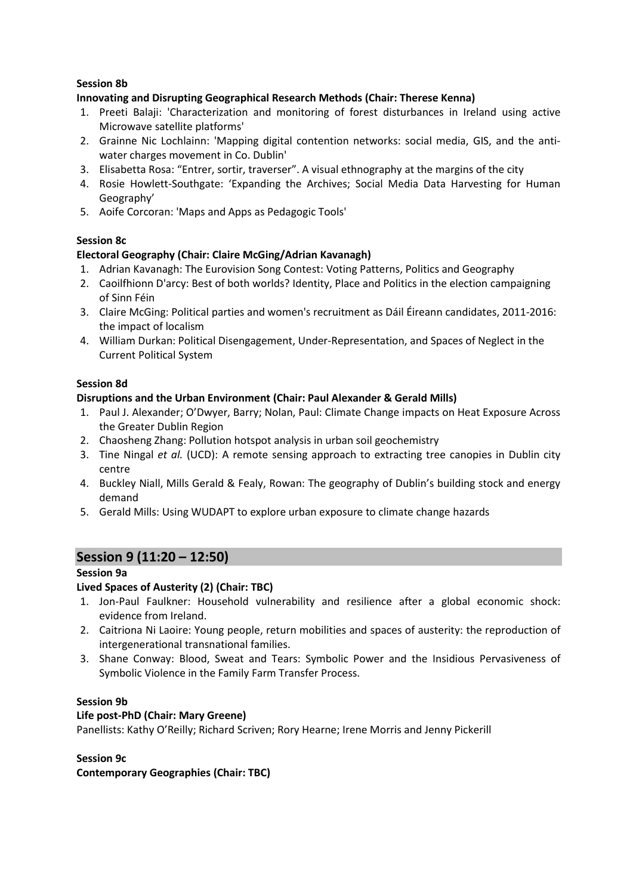**Session 8b**

**Innovating and Disrupting Geographical Research Methods (Chair: Therese Kenna)**

1. Preeti Balaji: 'Characterization and monitoring of forest disturbances in Ireland using active Microwave satellite platforms'
2. Grainne Nic Lochlainn: 'Mapping digital contention networks: social media, GIS, and the anti-water charges movement in Co. Dublin'
3. Elisabetta Rosa: "Entrer, sortir, traverser". A visual ethnography at the margins of the city
4. Rosie Howlett-Southgate: 'Expanding the Archives; Social Media Data Harvesting for Human Geography'
5. Aoife Corcoran: 'Maps and Apps as Pedagogic Tools'

**Session 8c**

**Electoral Geography (Chair: Claire McGing/Adrian Kavanagh)**

1. Adrian Kavanagh: The Eurovision Song Contest: Voting Patterns, Politics and Geography
2. Caoilfhionn D'arcy: Best of both worlds? Identity, Place and Politics in the election campaigning of Sinn Féin
3. Claire McGing: Political parties and women's recruitment as Dáil Éireann candidates, 2011-2016: the impact of localism
4. William Durkan: Political Disengagement, Under-Representation, and Spaces of Neglect in the Current Political System

**Session 8d**

**Disruptions and the Urban Environment (Chair: Paul Alexander & Gerald Mills)**

1. Paul J. Alexander; O'Dwyer, Barry; Nolan, Paul: Climate Change impacts on Heat Exposure Across the Greater Dublin Region
2. Chaosheng Zhang: Pollution hotspot analysis in urban soil geochemistry
3. Tine Ningal *et al.* (UCD): A remote sensing approach to extracting tree canopies in Dublin city centre
4. Buckley Niall, Mills Gerald & Fealy, Rowan: The geography of Dublin's building stock and energy demand
5. Gerald Mills: Using WUDAPT to explore urban exposure to climate change hazards

## Session 9 (11:20 – 12:50)

**Session 9a**

**Lived Spaces of Austerity (2) (Chair: TBC)**

1. Jon-Paul Faulkner: Household vulnerability and resilience after a global economic shock: evidence from Ireland.
2. Caitriona Ni Laoire: Young people, return mobilities and spaces of austerity: the reproduction of intergenerational transnational families.
3. Shane Conway: Blood, Sweat and Tears: Symbolic Power and the Insidious Pervasiveness of Symbolic Violence in the Family Farm Transfer Process.

**Session 9b**

**Life post-PhD (Chair: Mary Greene)**

Panellists: Kathy O'Reilly; Richard Scriven; Rory Hearne; Irene Morris and Jenny Pickerill

**Session 9c**

**Contemporary Geographies (Chair: TBC)**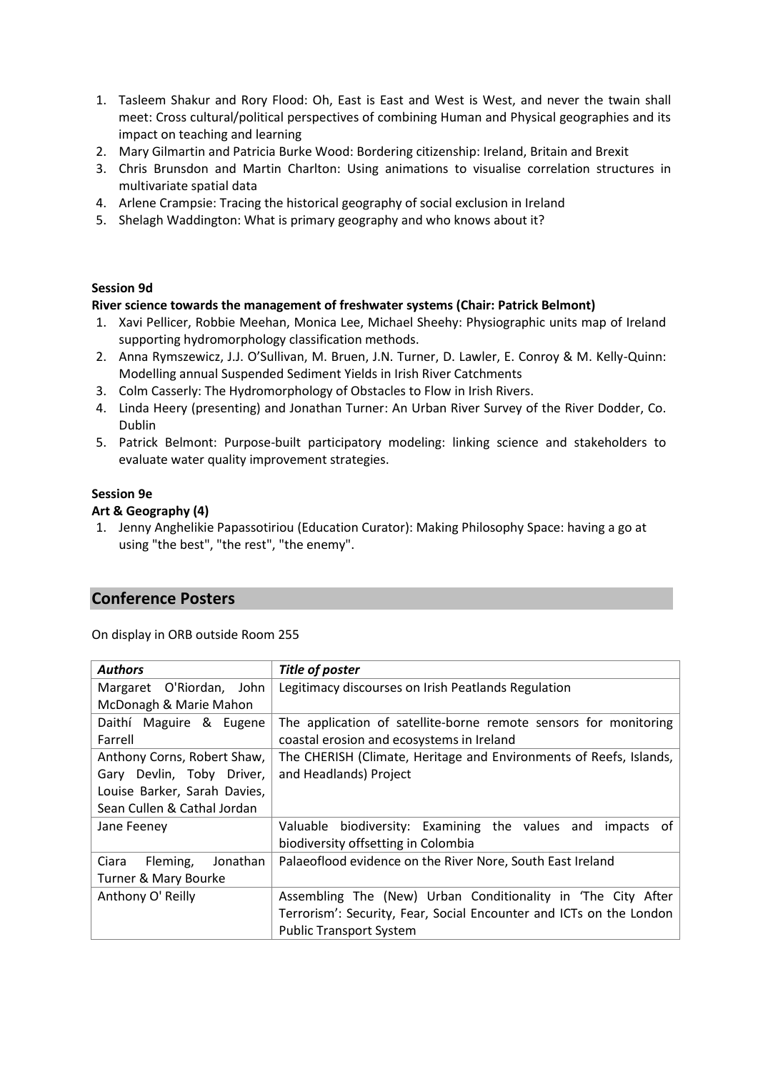1. Tasleem Shakur and Rory Flood: Oh, East is East and West is West, and never the twain shall meet: Cross cultural/political perspectives of combining Human and Physical geographies and its impact on teaching and learning
2. Mary Gilmartin and Patricia Burke Wood: Bordering citizenship: Ireland, Britain and Brexit
3. Chris Brunsdon and Martin Charlton: Using animations to visualise correlation structures in multivariate spatial data
4. Arlene Crampsie: Tracing the historical geography of social exclusion in Ireland
5. Shelagh Waddington: What is primary geography and who knows about it?

**Session 9d**

**River science towards the management of freshwater systems (Chair: Patrick Belmont)**

1. Xavi Pellicer, Robbie Meehan, Monica Lee, Michael Sheehy: Physiographic units map of Ireland supporting hydromorphology classification methods.
2. Anna Rymszewicz, J.J. O'Sullivan, M. Bruen, J.N. Turner, D. Lawler, E. Conroy & M. Kelly-Quinn: Modelling annual Suspended Sediment Yields in Irish River Catchments
3. Colm Casserly: The Hydromorphology of Obstacles to Flow in Irish Rivers.
4. Linda Heery (presenting) and Jonathan Turner: An Urban River Survey of the River Dodder, Co. Dublin
5. Patrick Belmont: Purpose-built participatory modeling: linking science and stakeholders to evaluate water quality improvement strategies.

**Session 9e**

**Art & Geography (4)**

1. Jenny Anghelikie Papassotiriou (Education Curator): Making Philosophy Space: having a go at using "the best", "the rest", "the enemy".

## Conference Posters

On display in ORB outside Room 255

| *Authors* | *Title of poster* |
|---|---|
| Margaret O'Riordan, John McDonagh & Marie Mahon | Legitimacy discourses on Irish Peatlands Regulation |
| Daithí Maguire & Eugene Farrell | The application of satellite-borne remote sensors for monitoring coastal erosion and ecosystems in Ireland |
| Anthony Corns, Robert Shaw, Gary Devlin, Toby Driver, Louise Barker, Sarah Davies, Sean Cullen & Cathal Jordan | The CHERISH (Climate, Heritage and Environments of Reefs, Islands, and Headlands) Project |
| Jane Feeney | Valuable biodiversity: Examining the values and impacts of biodiversity offsetting in Colombia |
| Ciara Fleming, Jonathan Turner & Mary Bourke | Palaeoflood evidence on the River Nore, South East Ireland |
| Anthony O' Reilly | Assembling The (New) Urban Conditionality in 'The City After Terrorism': Security, Fear, Social Encounter and ICTs on the London Public Transport System |